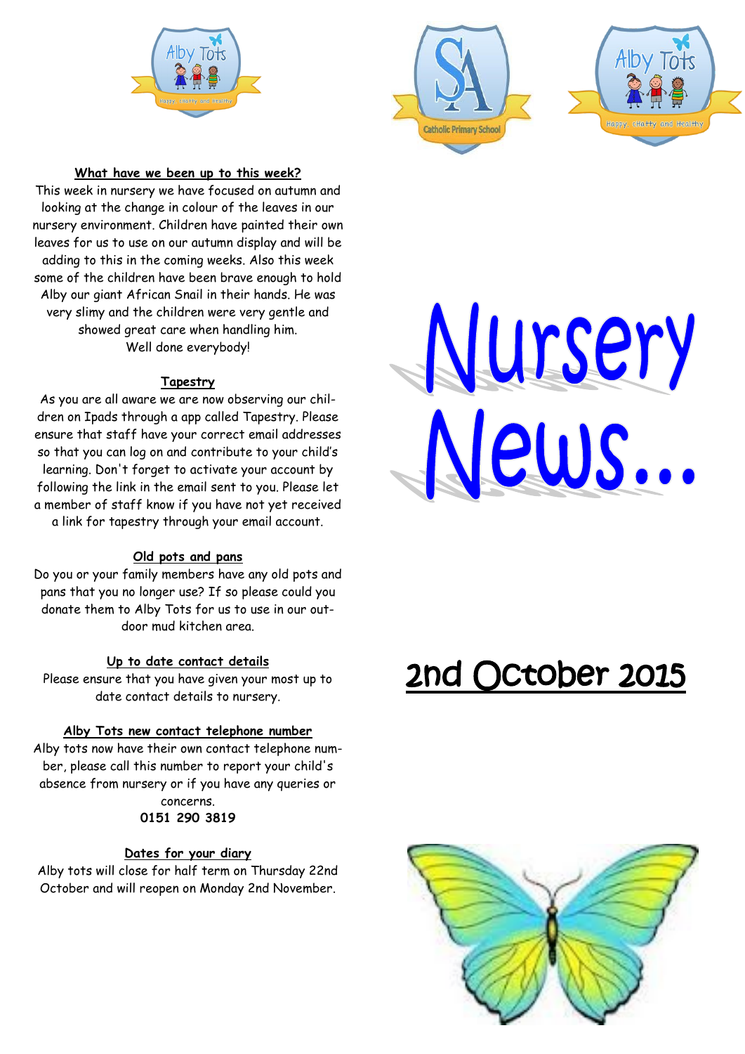# Nursery News...

## 2nd October 2015

### What have we been up to this week?

This week in nursery we have focused on autumn and looking at the change in colour of the leaves in our nursery environment. Children have painted their own leaves for us to use on our autumn display and will be adding to this in the coming weeks. Also this week some of the children have been brave enough to hold Alby our giant African Snail in their hands. He was very slimy and the children were very gentle and showed great care when handling him.

Well done everybody!

### Tapestry

As you are all aware we are now observing our children on Ipads through a app called Tapestry. Please ensure that staff have your correct email addresses so that you can log on and contribute to your child's learning. Don't forget to activate your account by following the link in the email sent to you. Please let a member of staff know if you have not yet received a link for tapestry through your email account.

### Old pots and pans

Do you or your family members have any old pots and pans that you no longer use? If so please could you donate them to Alby Tots for us to use in our outdoor mud kitchen area.

### Up to date contact details

Please ensure that you have given your most up to date contact details to nursery.

### Alby Tots new contact telephone number

Alby tots now have their own contact telephone number, please call this number to report your child's absence from nursery or if you have any queries or concerns.

**0151 290 3819**

### Dates for your diary

Alby tots will close for half term on Thursday 22nd October and will reopen on Monday 2nd November.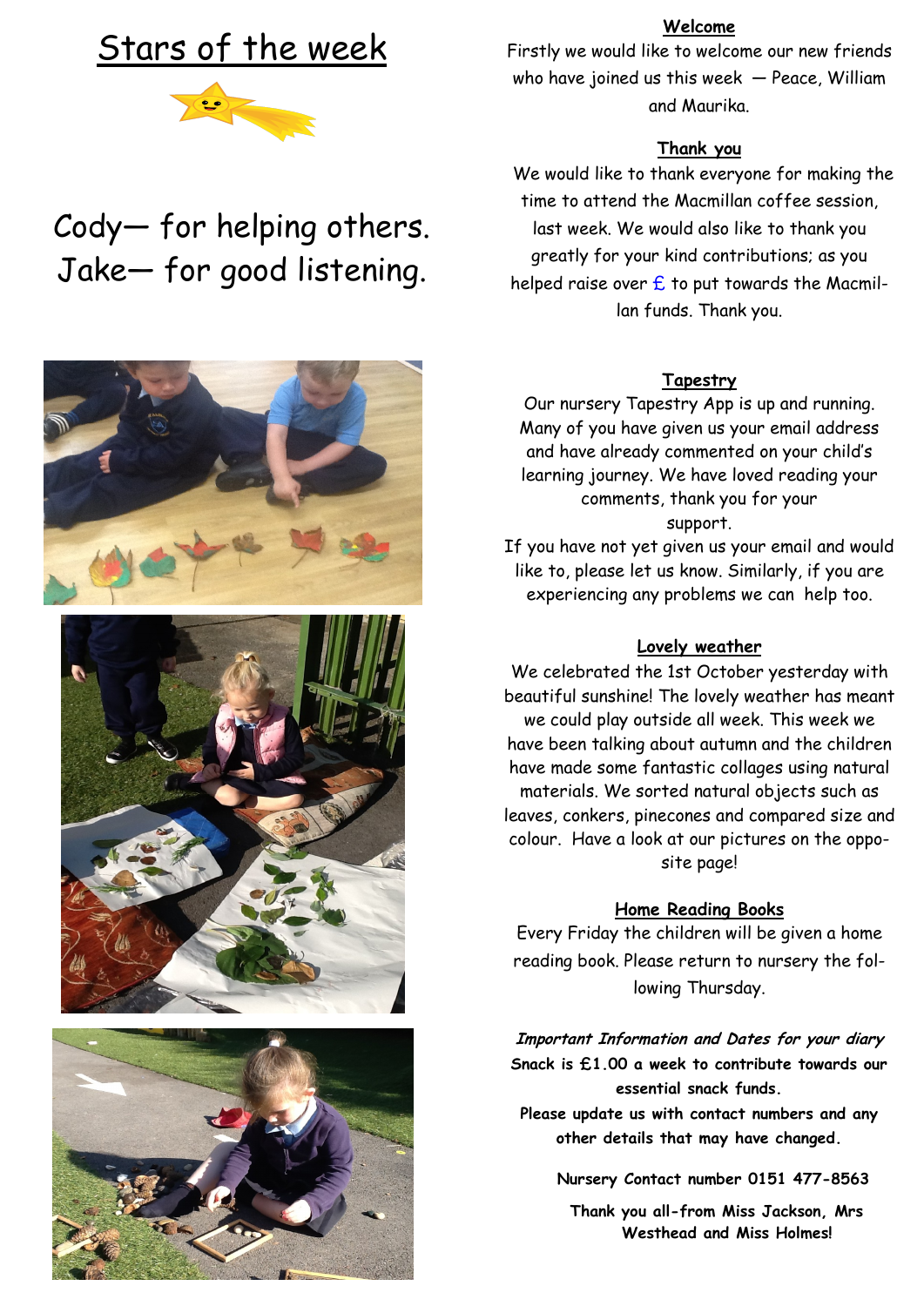# Stars of the week

Cody— for helping others.
Jake— for good listening.

## Welcome

Firstly we would like to welcome our new friends who have joined us this week — Peace, William and Maurika.

## Thank you

We would like to thank everyone for making the time to attend the Macmillan coffee session, last week. We would also like to thank you greatly for your kind contributions; as you helped raise over £ to put towards the Macmillan funds. Thank you.

## Tapestry

Our nursery Tapestry App is up and running. Many of you have given us your email address and have already commented on your child's learning journey. We have loved reading your comments, thank you for your support.

If you have not yet given us your email and would like to, please let us know. Similarly, if you are experiencing any problems we can help too.

## Lovely weather

We celebrated the 1st October yesterday with beautiful sunshine! The lovely weather has meant we could play outside all week. This week we have been talking about autumn and the children have made some fantastic collages using natural materials. We sorted natural objects such as leaves, conkers, pinecones and compared size and colour. Have a look at our pictures on the opposite page!

## Home Reading Books

Every Friday the children will be given a home reading book. Please return to nursery the following Thursday.

***Important Information and Dates for your diary***

**Snack is £1.00 a week to contribute towards our essential snack funds.**

**Please update us with contact numbers and any other details that may have changed.**

**Nursery Contact number 0151 477-8563**

**Thank you all-from Miss Jackson, Mrs Westhead and Miss Holmes!**